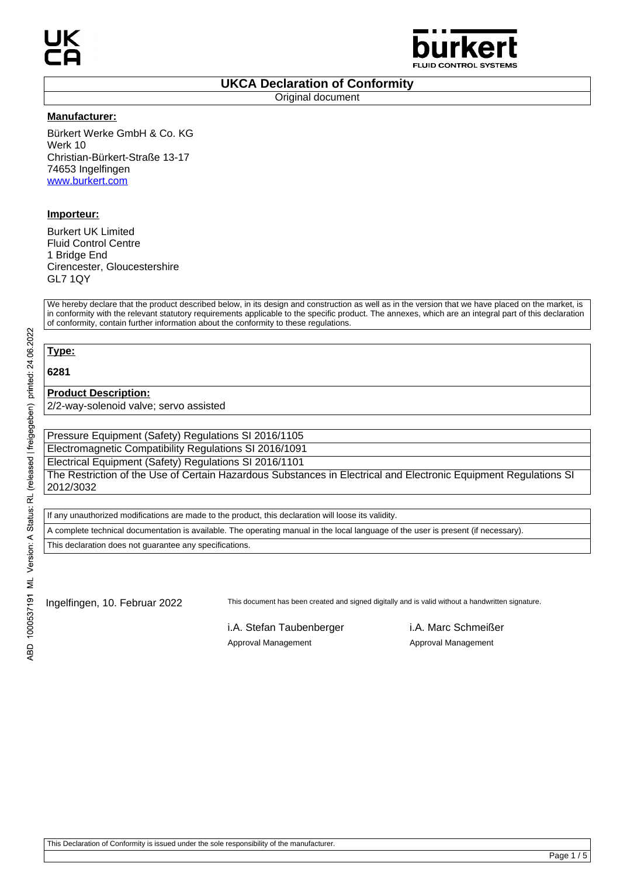# UKCA Declaration of Conformity

Original document

**Manufacturer:**

Bürkert Werke GmbH & Co. KG
Werk 10
Christian-Bürkert-Straße 13-17
74653 Ingelfingen
[www.burkert.com](www.burkert.com)

**Importeur:**

Burkert UK Limited
Fluid Control Centre
1 Bridge End
Cirencester, Gloucestershire
GL7 1QY

We hereby declare that the product described below, in its design and construction as well as in the version that we have placed on the market, is in conformity with the relevant statutory requirements applicable to the specific product. The annexes, which are an integral part of this declaration of conformity, contain further information about the conformity to these regulations.

**Type:**

**6281**

**Product Description:**

2/2-way-solenoid valve; servo assisted

- Pressure Equipment (Safety) Regulations SI 2016/1105
- Electromagnetic Compatibility Regulations SI 2016/1091
- Electrical Equipment (Safety) Regulations SI 2016/1101
- The Restriction of the Use of Certain Hazardous Substances in Electrical and Electronic Equipment Regulations SI 2012/3032

If any unauthorized modifications are made to the product, this declaration will loose its validity.

A complete technical documentation is available. The operating manual in the local language of the user is present (if necessary).

This declaration does not guarantee any specifications.

Ingelfingen, 10. Februar 2022

This document has been created and signed digitally and is valid without a handwritten signature.

| i.A. Stefan Taubenberger | i.A. Marc Schmeißer |
|---|---|
| Approval Management | Approval Management |

This Declaration of Conformity is issued under the sole responsibility of the manufacturer.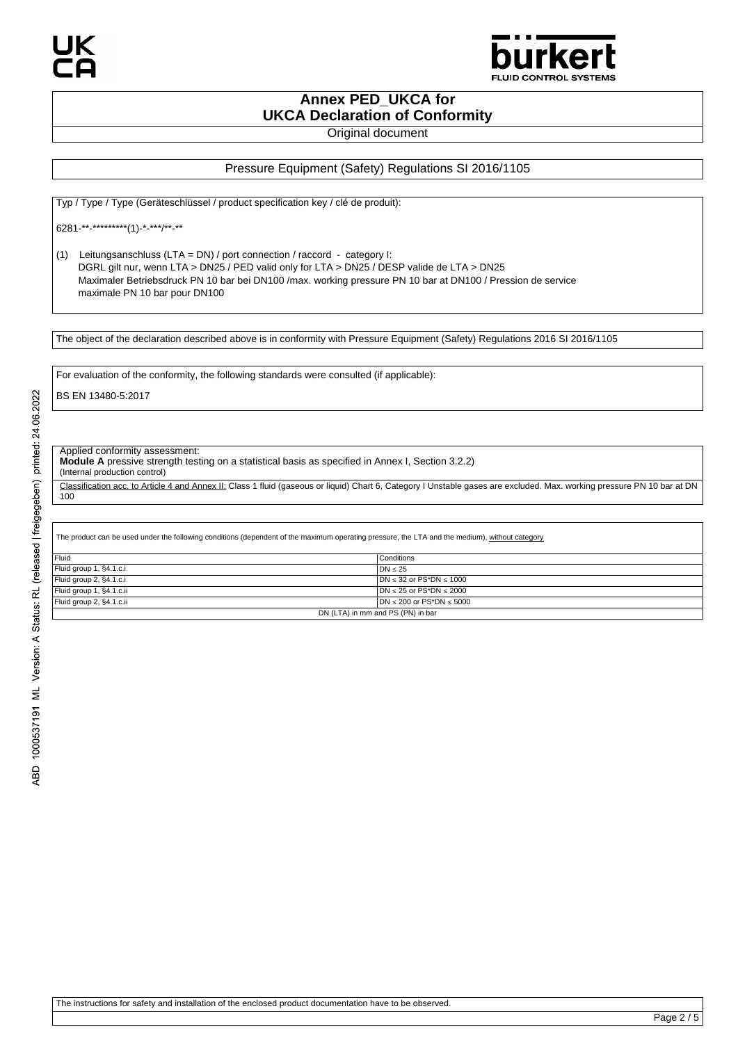# Annex PED_UKCA for UKCA Declaration of Conformity

Original document

## Pressure Equipment (Safety) Regulations SI 2016/1105

Typ / Type / Type (Geräteschlüssel / product specification key / clé de produit):

6281-**-*********(1)-*-***/**-**

(1) Leitungsanschluss (LTA = DN) / port connection / raccord - category I:
DGRL gilt nur, wenn LTA > DN25 / PED valid only for LTA > DN25 / DESP valide de LTA > DN25
Maximaler Betriebsdruck PN 10 bar bei DN100 /max. working pressure PN 10 bar at DN100 / Pression de service maximale PN 10 bar pour DN100

The object of the declaration described above is in conformity with Pressure Equipment (Safety) Regulations 2016 SI 2016/1105

For evaluation of the conformity, the following standards were consulted (if applicable):

BS EN 13480-5:2017

Applied conformity assessment:
**Module A** pressive strength testing on a statistical basis as specified in Annex I, Section 3.2.2)
(Internal production control)

Classification acc. to Article 4 and Annex II: Class 1 fluid (gaseous or liquid) Chart 6, Category I Unstable gases are excluded. Max. working pressure PN 10 bar at DN 100

The product can be used under the following conditions (dependent of the maximum operating pressure, the LTA and the medium), without category

| Fluid | Conditions |
|---|---|
| Fluid group 1, §4.1.c.i | DN ≤ 25 |
| Fluid group 2, §4.1.c.i | DN ≤ 32 or PS*DN ≤ 1000 |
| Fluid group 1, §4.1.c.ii | DN ≤ 25 or PS*DN ≤ 2000 |
| Fluid group 2, §4.1.c.ii | DN ≤ 200 or PS*DN ≤ 5000 |
| DN (LTA) in mm and PS (PN) in bar | |

The instructions for safety and installation of the enclosed product documentation have to be observed.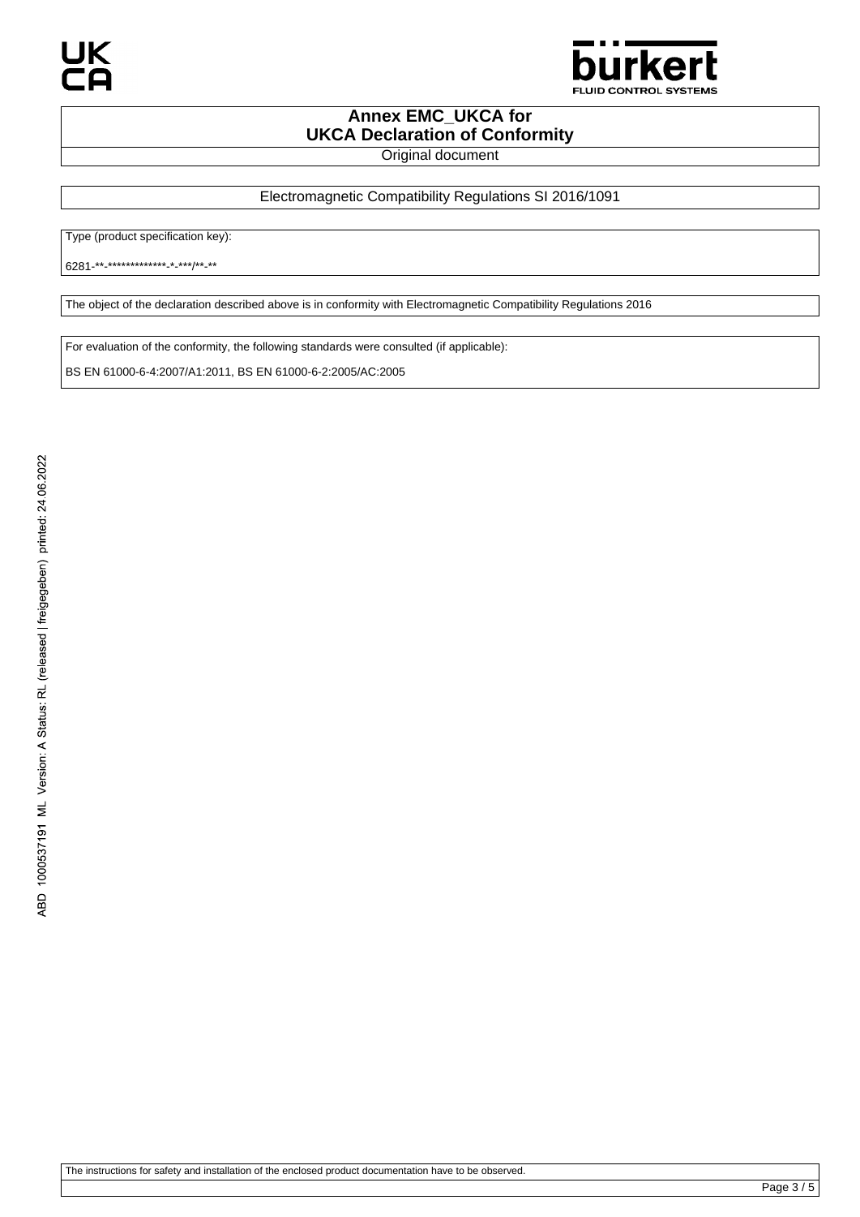# Annex EMC_UKCA for UKCA Declaration of Conformity

Original document

## Electromagnetic Compatibility Regulations SI 2016/1091

Type (product specification key):

6281-**-*************-*-***/**-**

The object of the declaration described above is in conformity with Electromagnetic Compatibility Regulations 2016

For evaluation of the conformity, the following standards were consulted (if applicable):

BS EN 61000-6-4:2007/A1:2011, BS EN 61000-6-2:2005/AC:2005

The instructions for safety and installation of the enclosed product documentation have to be observed.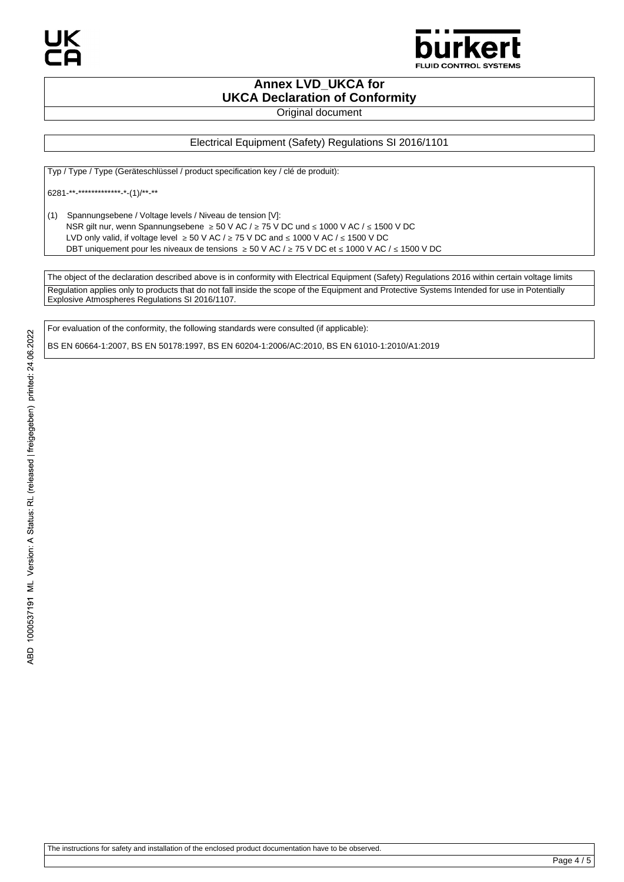# Annex LVD_UKCA for UKCA Declaration of Conformity

Original document

## Electrical Equipment (Safety) Regulations SI 2016/1101

Typ / Type / Type (Geräteschlüssel / product specification key / clé de produit):

6281-**-**************-*-(1)/**-**

(1) Spannungsebene / Voltage levels / Niveau de tension [V]:
NSR gilt nur, wenn Spannungsebene ≥ 50 V AC / ≥ 75 V DC und ≤ 1000 V AC / ≤ 1500 V DC
LVD only valid, if voltage level ≥ 50 V AC / ≥ 75 V DC and ≤ 1000 V AC / ≤ 1500 V DC
DBT uniquement pour les niveaux de tensions ≥ 50 V AC / ≥ 75 V DC et ≤ 1000 V AC / ≤ 1500 V DC

The object of the declaration described above is in conformity with Electrical Equipment (Safety) Regulations 2016 within certain voltage limits

Regulation applies only to products that do not fall inside the scope of the Equipment and Protective Systems Intended for use in Potentially Explosive Atmospheres Regulations SI 2016/1107.

For evaluation of the conformity, the following standards were consulted (if applicable):

BS EN 60664-1:2007, BS EN 50178:1997, BS EN 60204-1:2006/AC:2010, BS EN 61010-1:2010/A1:2019

The instructions for safety and installation of the enclosed product documentation have to be observed.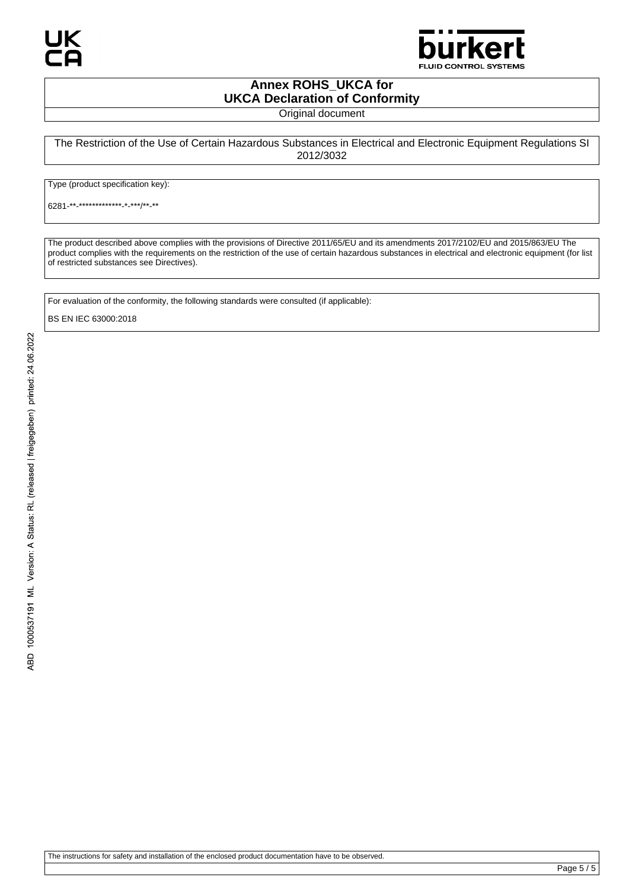# Annex ROHS_UKCA for UKCA Declaration of Conformity

Original document

The Restriction of the Use of Certain Hazardous Substances in Electrical and Electronic Equipment Regulations SI 2012/3032

Type (product specification key):

6281-**-*************-*-***/**-**

The product described above complies with the provisions of Directive 2011/65/EU and its amendments 2017/2102/EU and 2015/863/EU The product complies with the requirements on the restriction of the use of certain hazardous substances in electrical and electronic equipment (for list of restricted substances see Directives).

For evaluation of the conformity, the following standards were consulted (if applicable):

BS EN IEC 63000:2018

ABD 1000537191 ML Version: A Status: RL (released | freigegeben) printed: 24.06.2022

The instructions for safety and installation of the enclosed product documentation have to be observed.